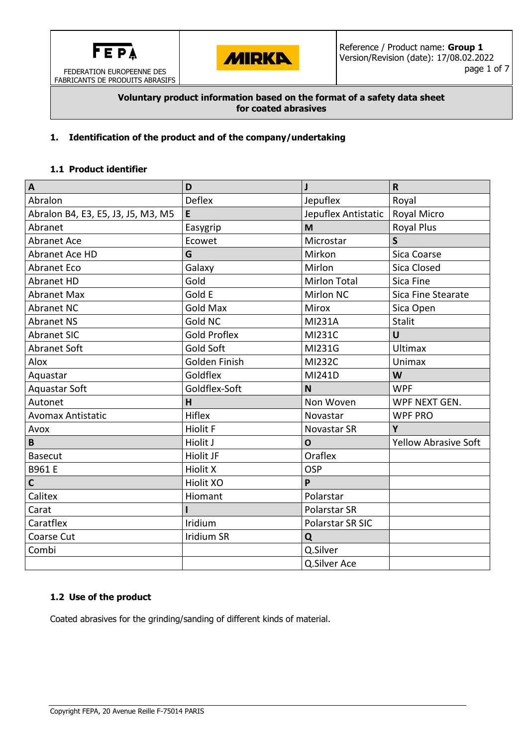FEPA
FEDERATION EUROPEENNE DES FABRICANTS DE PRODUITS ABRASIFS

MIRKA

Reference / Product name: **Group 1**
Version/Revision (date): 17/08.02.2022

**Voluntary product information based on the format of a safety data sheet for coated abrasives**

## 1. Identification of the product and of the company/undertaking

### 1.1 Product identifier

| **A** | **D** | **J** | **R** |
|---|---|---|---|
| Abralon | Deflex | Jepuflex | Royal |
| Abralon B4, E3, E5, J3, J5, M3, M5 | **E** | Jepuflex Antistatic | Royal Micro |
| Abranet | Easygrip | **M** | Royal Plus |
| Abranet Ace | Ecowet | Microstar | **S** |
| Abranet Ace HD | **G** | Mirkon | Sica Coarse |
| Abranet Eco | Galaxy | Mirlon | Sica Closed |
| Abranet HD | Gold | Mirlon Total | Sica Fine |
| Abranet Max | Gold E | Mirlon NC | Sica Fine Stearate |
| Abranet NC | Gold Max | Mirox | Sica Open |
| Abranet NS | Gold NC | MI231A | Stalit |
| Abranet SIC | Gold Proflex | MI231C | **U** |
| Abranet Soft | Gold Soft | MI231G | Ultimax |
| Alox | Golden Finish | MI232C | Unimax |
| Aquastar | Goldflex | MI241D | **W** |
| Aquastar Soft | Goldflex-Soft | **N** | WPF |
| Autonet | **H** | Non Woven | WPF NEXT GEN. |
| Avomax Antistatic | Hiflex | Novastar | WPF PRO |
| Avox | Hiolit F | Novastar SR | **Y** |
| **B** | Hiolit J | **O** | Yellow Abrasive Soft |
| Basecut | Hiolit JF | Oraflex | |
| B961 E | Hiolit X | OSP | |
| **C** | Hiolit XO | **P** | |
| Calitex | Hiomant | Polarstar | |
| Carat | **I** | Polarstar SR | |
| Caratflex | Iridium | Polarstar SR SIC | |
| Coarse Cut | Iridium SR | **Q** | |
| Combi | | Q.Silver | |
| | | Q.Silver Ace | |

### 1.2 Use of the product

Coated abrasives for the grinding/sanding of different kinds of material.

Copyright FEPA, 20 Avenue Reille F-75014 PARIS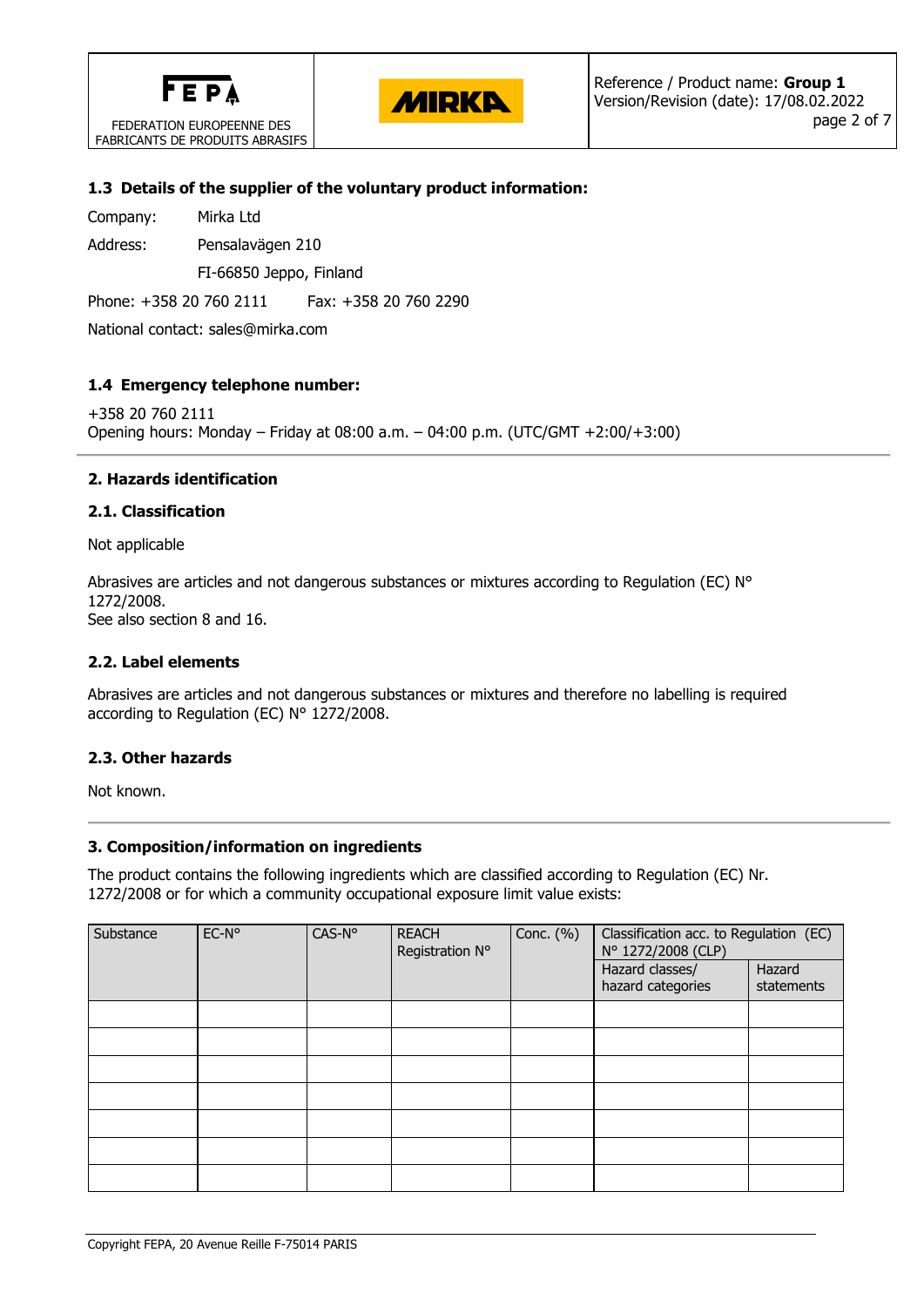### 1.3 Details of the supplier of the voluntary product information:

Company: Mirka Ltd

Address: Pensalavägen 210

FI-66850 Jeppo, Finland

Phone: +358 20 760 2111 Fax: +358 20 760 2290

National contact: sales@mirka.com

### 1.4 Emergency telephone number:

+358 20 760 2111
Opening hours: Monday – Friday at 08:00 a.m. – 04:00 p.m. (UTC/GMT +2:00/+3:00)

## 2. Hazards identification

### 2.1. Classification

Not applicable

Abrasives are articles and not dangerous substances or mixtures according to Regulation (EC) N° 1272/2008.
See also section 8 and 16.

### 2.2. Label elements

Abrasives are articles and not dangerous substances or mixtures and therefore no labelling is required according to Regulation (EC) N° 1272/2008.

### 2.3. Other hazards

Not known.

## 3. Composition/information on ingredients

The product contains the following ingredients which are classified according to Regulation (EC) Nr. 1272/2008 or for which a community occupational exposure limit value exists:

| Substance | EC-N° | CAS-N° | REACH Registration N° | Conc. (%) | Classification acc. to Regulation (EC) N° 1272/2008 (CLP) | |
|---|---|---|---|---|---|---|
| | | | | | Hazard classes/ hazard categories | Hazard statements |
| | | | | | | |
| | | | | | | |
| | | | | | | |
| | | | | | | |
| | | | | | | |
| | | | | | | |
| | | | | | | |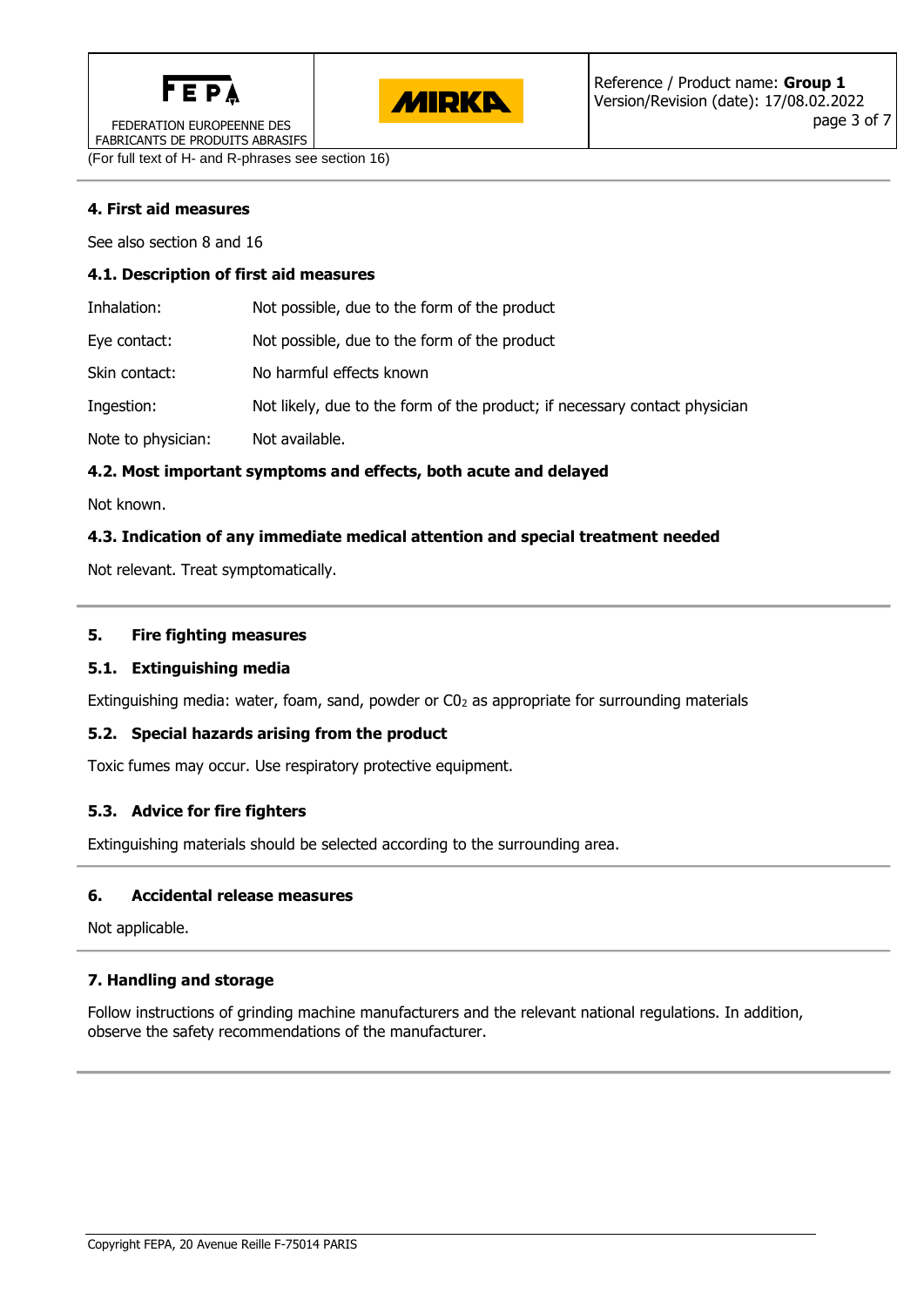(For full text of H- and R-phrases see section 16)

## 4. First aid measures

See also section 8 and 16

### 4.1. Description of first aid measures

| | |
|---|---|
| Inhalation: | Not possible, due to the form of the product |
| Eye contact: | Not possible, due to the form of the product |
| Skin contact: | No harmful effects known |
| Ingestion: | Not likely, due to the form of the product; if necessary contact physician |
| Note to physician: | Not available. |

### 4.2. Most important symptoms and effects, both acute and delayed

Not known.

### 4.3. Indication of any immediate medical attention and special treatment needed

Not relevant. Treat symptomatically.

## 5. Fire fighting measures

### 5.1. Extinguishing media

Extinguishing media: water, foam, sand, powder or $C0_2$ as appropriate for surrounding materials

### 5.2. Special hazards arising from the product

Toxic fumes may occur. Use respiratory protective equipment.

### 5.3. Advice for fire fighters

Extinguishing materials should be selected according to the surrounding area.

## 6. Accidental release measures

Not applicable.

## 7. Handling and storage

Follow instructions of grinding machine manufacturers and the relevant national regulations. In addition, observe the safety recommendations of the manufacturer.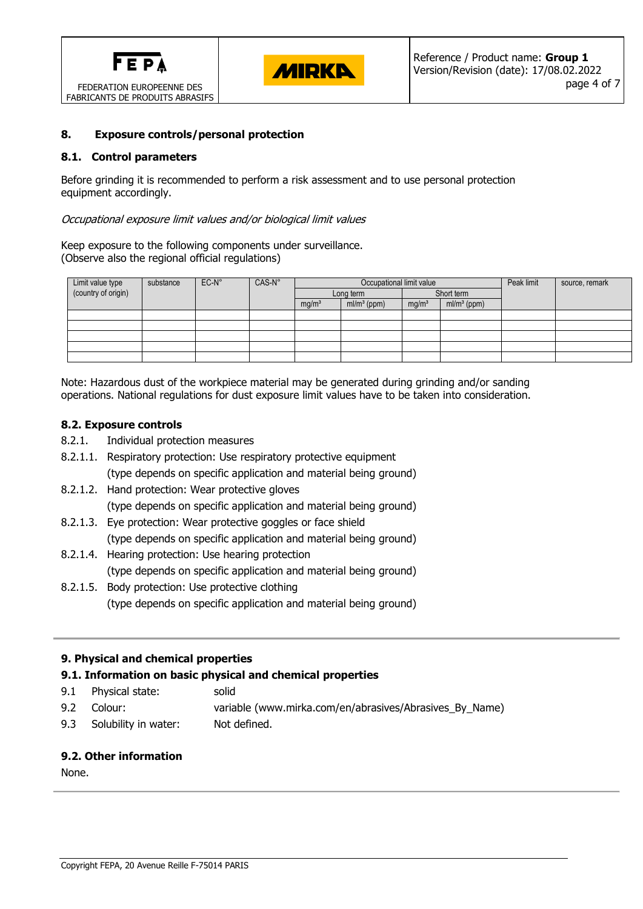## 8. Exposure controls/personal protection

### 8.1. Control parameters

Before grinding it is recommended to perform a risk assessment and to use personal protection equipment accordingly.

*Occupational exposure limit values and/or biological limit values*

Keep exposure to the following components under surveillance.
(Observe also the regional official regulations)

| Limit value type (country of origin) | substance | EC-N° | CAS-N° | Occupational limit value | | | | Peak limit | source, remark |
|---|---|---|---|---|---|---|---|---|---|
| | | | | Long term | | Short term | | | |
| | | | | mg/m³ | ml/m³ (ppm) | mg/m³ | ml/m³ (ppm) | | |
| | | | | | | | | | |
| | | | | | | | | | |
| | | | | | | | | | |
| | | | | | | | | | |
| | | | | | | | | | |

Note: Hazardous dust of the workpiece material may be generated during grinding and/or sanding operations. National regulations for dust exposure limit values have to be taken into consideration.

### 8.2. Exposure controls

8.2.1. Individual protection measures

8.2.1.1. Respiratory protection: Use respiratory protective equipment
(type depends on specific application and material being ground)

8.2.1.2. Hand protection: Wear protective gloves
(type depends on specific application and material being ground)

8.2.1.3. Eye protection: Wear protective goggles or face shield
(type depends on specific application and material being ground)

8.2.1.4. Hearing protection: Use hearing protection
(type depends on specific application and material being ground)

8.2.1.5. Body protection: Use protective clothing
(type depends on specific application and material being ground)

## 9. Physical and chemical properties

### 9.1. Information on basic physical and chemical properties

| | | |
|---|---|---|
| 9.1 | Physical state: | solid |
| 9.2 | Colour: | variable (www.mirka.com/en/abrasives/Abrasives_By_Name) |
| 9.3 | Solubility in water: | Not defined. |

### 9.2. Other information

None.

Copyright FEPA, 20 Avenue Reille F-75014 PARIS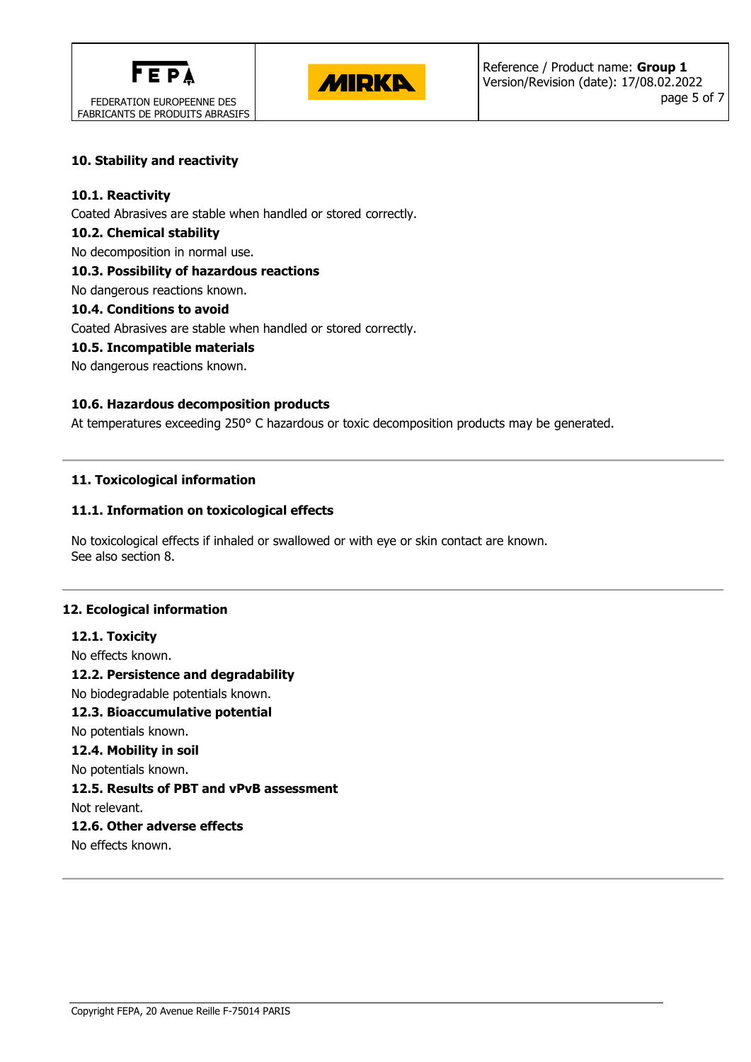## 10. Stability and reactivity

### 10.1. Reactivity

Coated Abrasives are stable when handled or stored correctly.

### 10.2. Chemical stability

No decomposition in normal use.

### 10.3. Possibility of hazardous reactions

No dangerous reactions known.

### 10.4. Conditions to avoid

Coated Abrasives are stable when handled or stored correctly.

### 10.5. Incompatible materials

No dangerous reactions known.

### 10.6. Hazardous decomposition products

At temperatures exceeding 250° C hazardous or toxic decomposition products may be generated.

## 11. Toxicological information

### 11.1. Information on toxicological effects

No toxicological effects if inhaled or swallowed or with eye or skin contact are known.
See also section 8.

## 12. Ecological information

### 12.1. Toxicity

No effects known.

### 12.2. Persistence and degradability

No biodegradable potentials known.

### 12.3. Bioaccumulative potential

No potentials known.

### 12.4. Mobility in soil

No potentials known.

### 12.5. Results of PBT and vPvB assessment

Not relevant.

### 12.6. Other adverse effects

No effects known.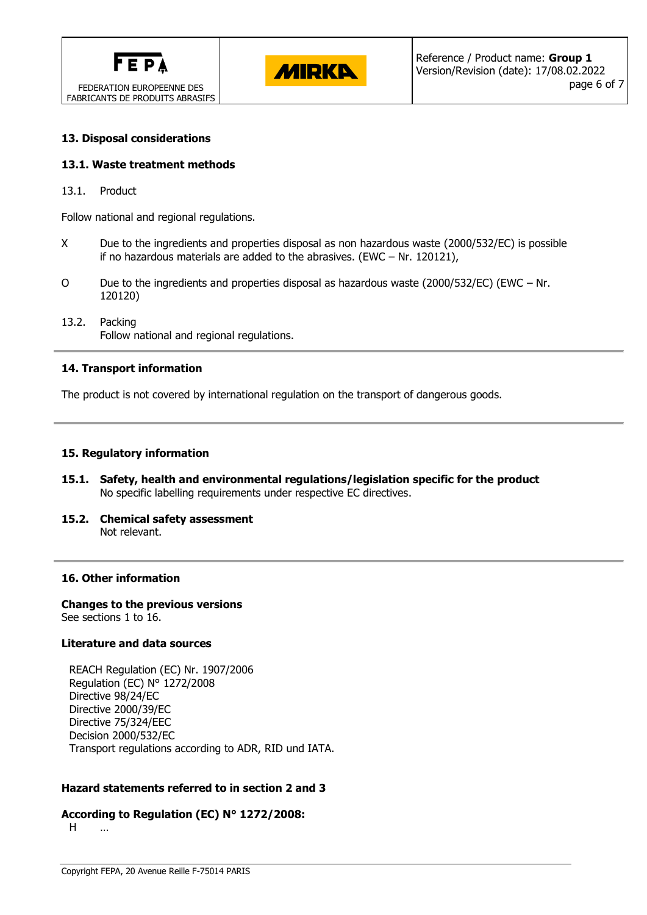## 13. Disposal considerations

### 13.1. Waste treatment methods

13.1. Product

Follow national and regional regulations.

X Due to the ingredients and properties disposal as non hazardous waste (2000/532/EC) is possible if no hazardous materials are added to the abrasives. (EWC – Nr. 120121),

O Due to the ingredients and properties disposal as hazardous waste (2000/532/EC) (EWC – Nr. 120120)

13.2. Packing
Follow national and regional regulations.

## 14. Transport information

The product is not covered by international regulation on the transport of dangerous goods.

## 15. Regulatory information

**15.1. Safety, health and environmental regulations/legislation specific for the product**
No specific labelling requirements under respective EC directives.

**15.2. Chemical safety assessment**
Not relevant.

## 16. Other information

**Changes to the previous versions**
See sections 1 to 16.

**Literature and data sources**

REACH Regulation (EC) Nr. 1907/2006
Regulation (EC) N° 1272/2008
Directive 98/24/EC
Directive 2000/39/EC
Directive 75/324/EEC
Decision 2000/532/EC
Transport regulations according to ADR, RID und IATA.

**Hazard statements referred to in section 2 and 3**

**According to Regulation (EC) N° 1272/2008:**
H …

Copyright FEPA, 20 Avenue Reille F-75014 PARIS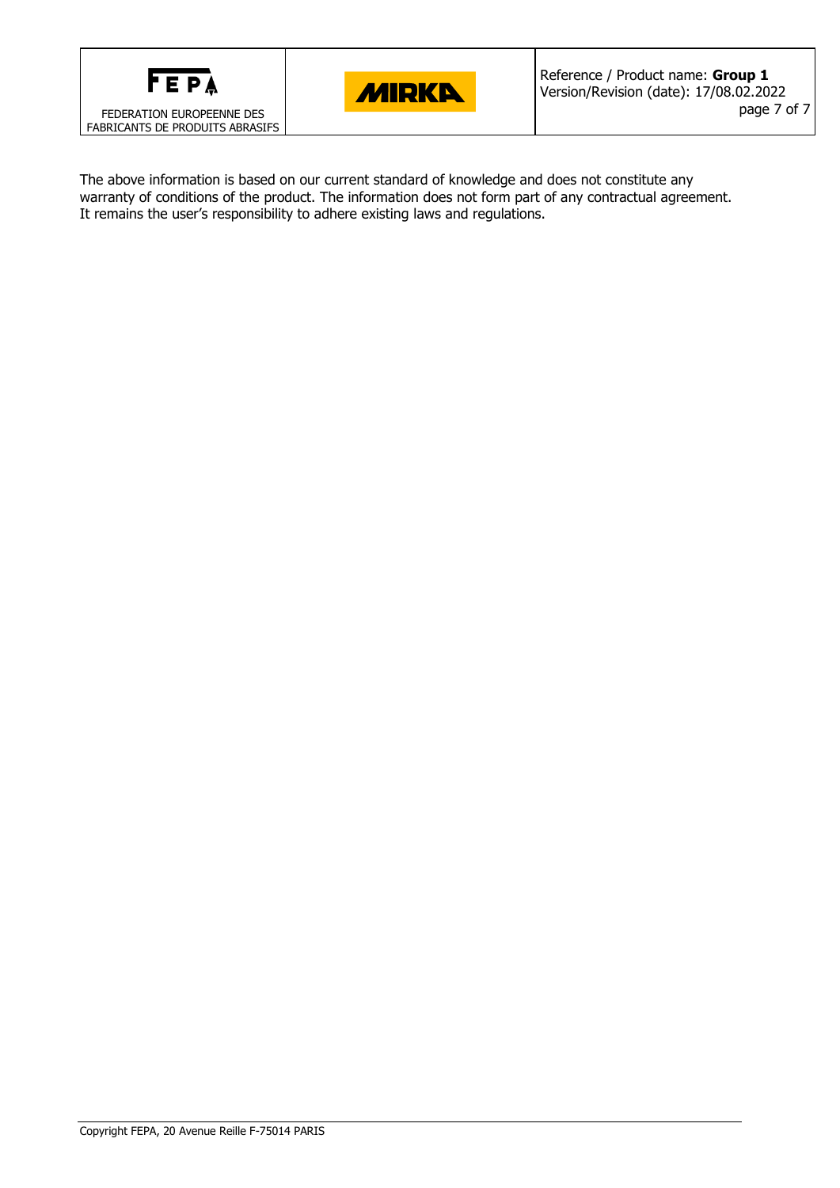The above information is based on our current standard of knowledge and does not constitute any warranty of conditions of the product. The information does not form part of any contractual agreement. It remains the user's responsibility to adhere existing laws and regulations.